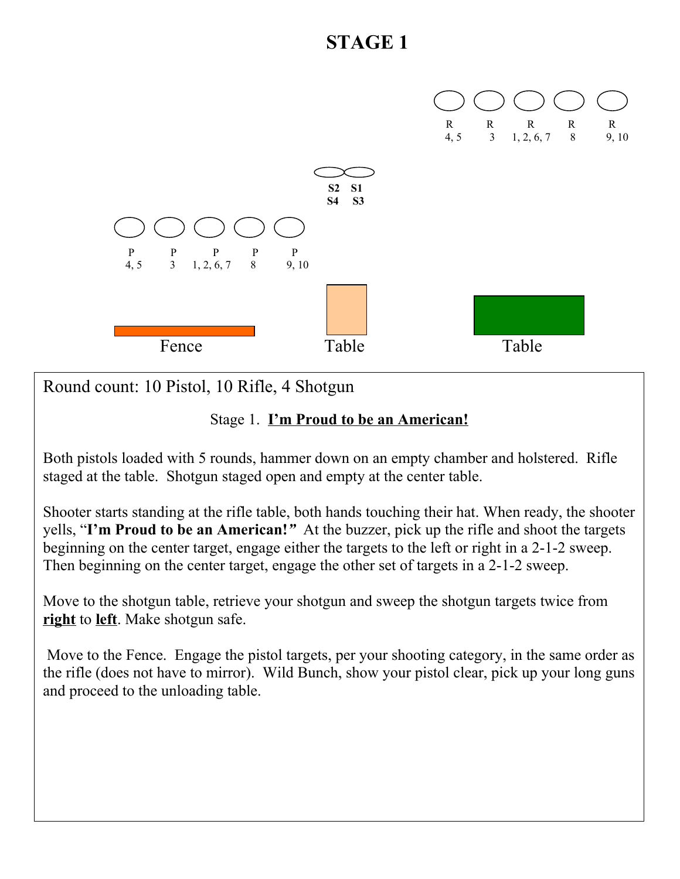# STAGE 1

R 4, 5 — R 3 — R 1, 2, 6, 7 — R 8 — R 9, 10

S2 S1
S4 S3

P 4, 5 — P 3 — P 1, 2, 6, 7 — P 8 — P 9, 10

Fence — Table — Table

Round count: 10 Pistol, 10 Rifle, 4 Shotgun

Stage 1. **I'm Proud to be an American!**

Both pistols loaded with 5 rounds, hammer down on an empty chamber and holstered. Rifle staged at the table. Shotgun staged open and empty at the center table.

Shooter starts standing at the rifle table, both hands touching their hat. When ready, the shooter yells, "**I'm Proud to be an American!**" At the buzzer, pick up the rifle and shoot the targets beginning on the center target, engage either the targets to the left or right in a 2-1-2 sweep. Then beginning on the center target, engage the other set of targets in a 2-1-2 sweep.

Move to the shotgun table, retrieve your shotgun and sweep the shotgun targets twice from **right** to **left**. Make shotgun safe.

Move to the Fence. Engage the pistol targets, per your shooting category, in the same order as the rifle (does not have to mirror). Wild Bunch, show your pistol clear, pick up your long guns and proceed to the unloading table.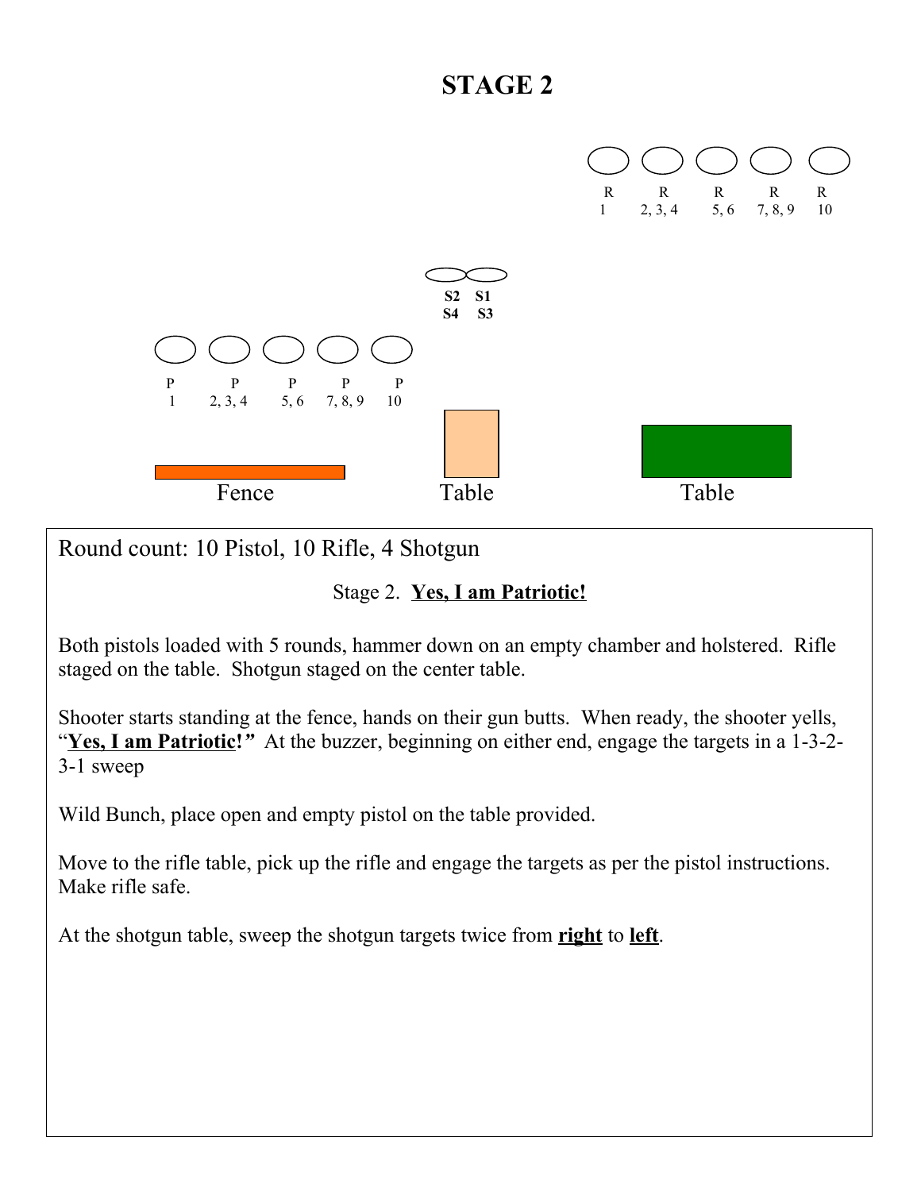# STAGE 2

R 1 | R 2, 3, 4 | R 5, 6 | R 7, 8, 9 | R 10

S2 S1
S4 S3

P 1 | P 2, 3, 4 | P 5, 6 | P 7, 8, 9 | P 10

Fence | Table | Table

Round count: 10 Pistol, 10 Rifle, 4 Shotgun

Stage 2. **Yes, I am Patriotic!**

Both pistols loaded with 5 rounds, hammer down on an empty chamber and holstered. Rifle staged on the table. Shotgun staged on the center table.

Shooter starts standing at the fence, hands on their gun butts. When ready, the shooter yells, "**Yes, I am Patriotic!**" At the buzzer, beginning on either end, engage the targets in a 1-3-2-3-1 sweep

Wild Bunch, place open and empty pistol on the table provided.

Move to the rifle table, pick up the rifle and engage the targets as per the pistol instructions. Make rifle safe.

At the shotgun table, sweep the shotgun targets twice from **right** to **left**.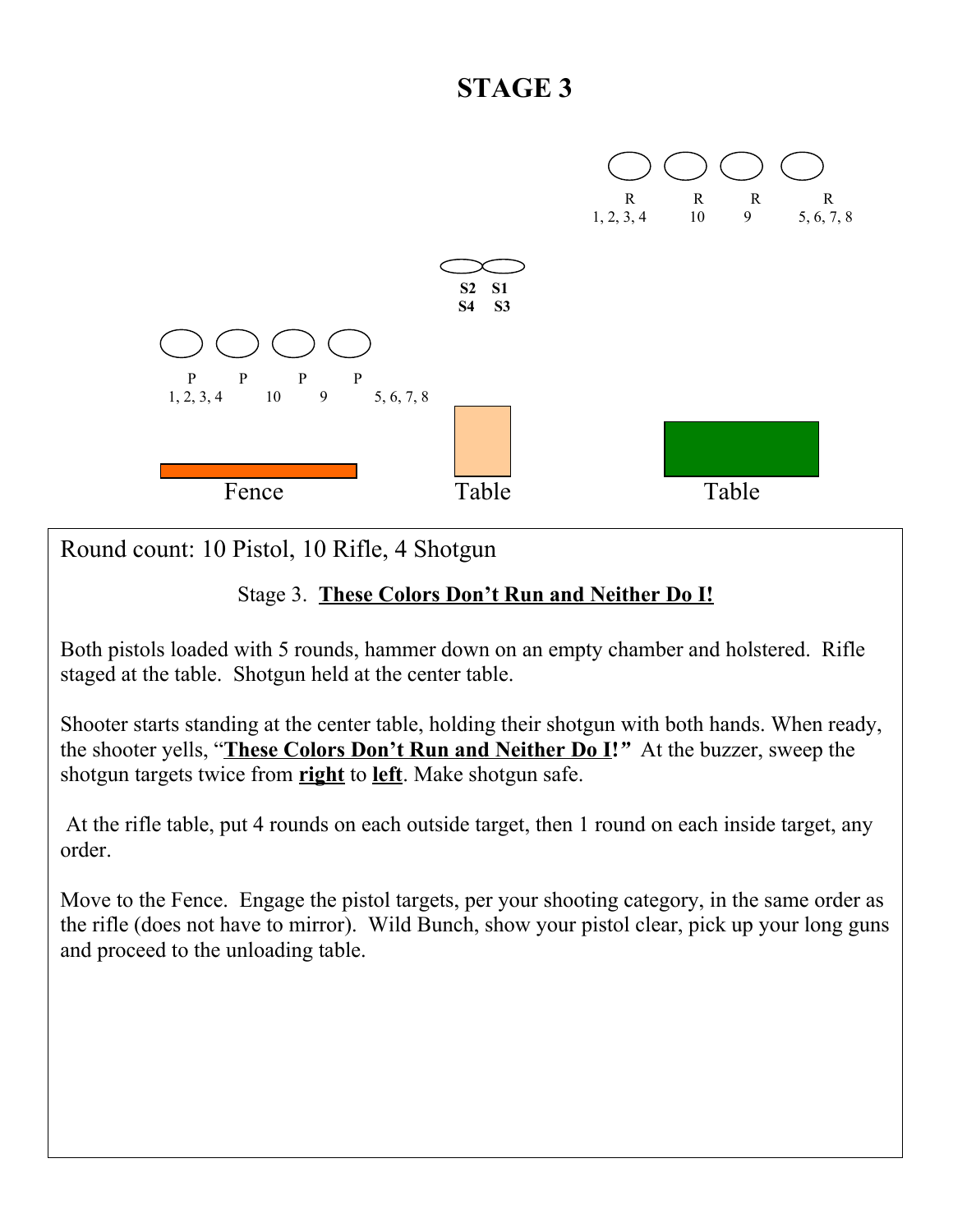# STAGE 3

R R R R
1, 2, 3, 4 10 9 5, 6, 7, 8

S2 S1
S4 S3

P P P P
1, 2, 3, 4 10 9 5, 6, 7, 8

Fence Table Table

Round count: 10 Pistol, 10 Rifle, 4 Shotgun

Stage 3. **These Colors Don't Run and Neither Do I!**

Both pistols loaded with 5 rounds, hammer down on an empty chamber and holstered. Rifle staged at the table. Shotgun held at the center table.

Shooter starts standing at the center table, holding their shotgun with both hands. When ready, the shooter yells, "**These Colors Don't Run and Neither Do I!**" At the buzzer, sweep the shotgun targets twice from **right** to **left**. Make shotgun safe.

At the rifle table, put 4 rounds on each outside target, then 1 round on each inside target, any order.

Move to the Fence. Engage the pistol targets, per your shooting category, in the same order as the rifle (does not have to mirror). Wild Bunch, show your pistol clear, pick up your long guns and proceed to the unloading table.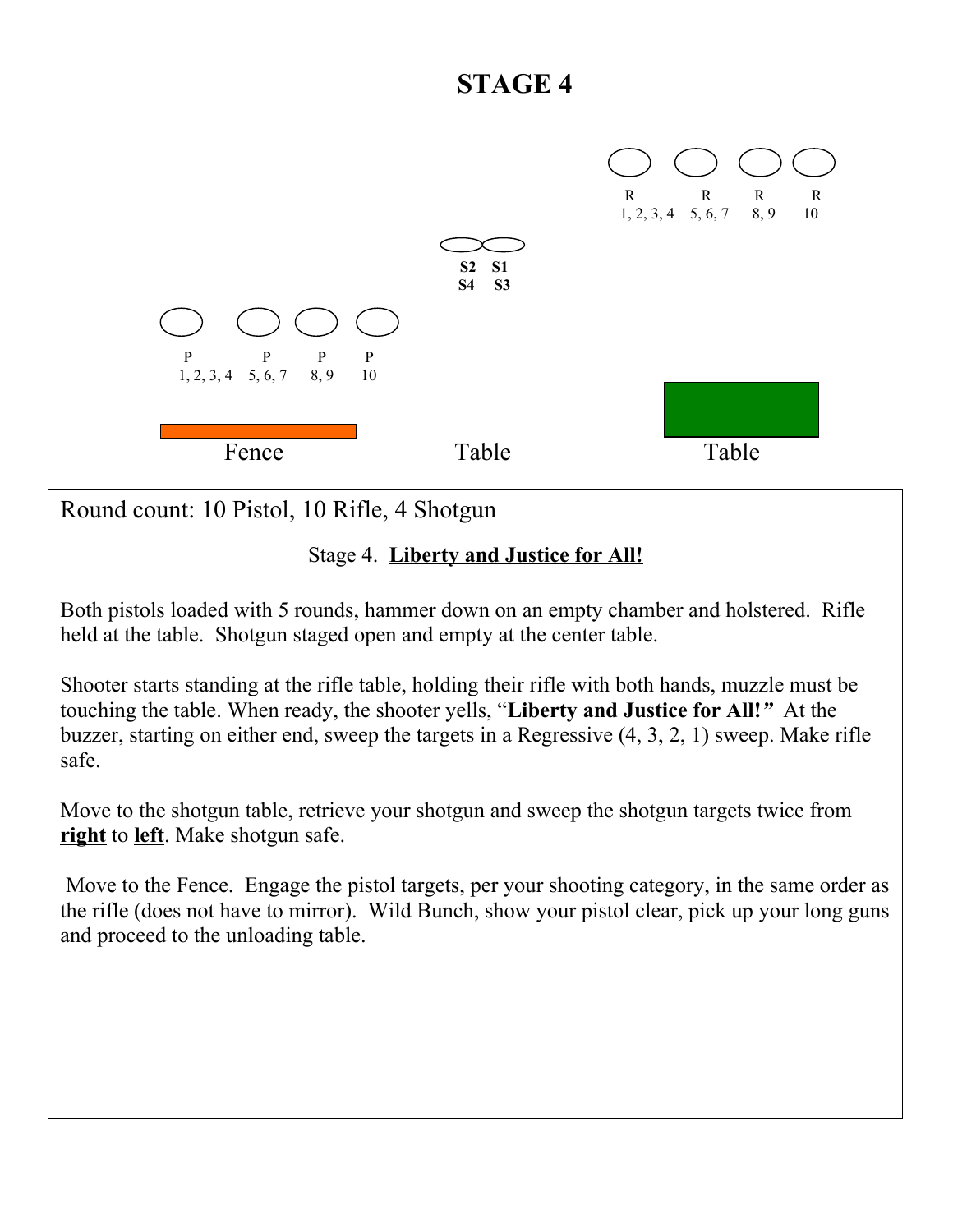# STAGE 4

R R R R
1, 2, 3, 4 5, 6, 7 8, 9 10

S2 S1
S4 S3

P P P P
1, 2, 3, 4 5, 6, 7 8, 9 10

Fence Table Table

Round count: 10 Pistol, 10 Rifle, 4 Shotgun

Stage 4. **Liberty and Justice for All!**

Both pistols loaded with 5 rounds, hammer down on an empty chamber and holstered. Rifle held at the table. Shotgun staged open and empty at the center table.

Shooter starts standing at the rifle table, holding their rifle with both hands, muzzle must be touching the table. When ready, the shooter yells, "**Liberty and Justice for All!**" At the buzzer, starting on either end, sweep the targets in a Regressive (4, 3, 2, 1) sweep. Make rifle safe.

Move to the shotgun table, retrieve your shotgun and sweep the shotgun targets twice from **right** to **left**. Make shotgun safe.

Move to the Fence. Engage the pistol targets, per your shooting category, in the same order as the rifle (does not have to mirror). Wild Bunch, show your pistol clear, pick up your long guns and proceed to the unloading table.